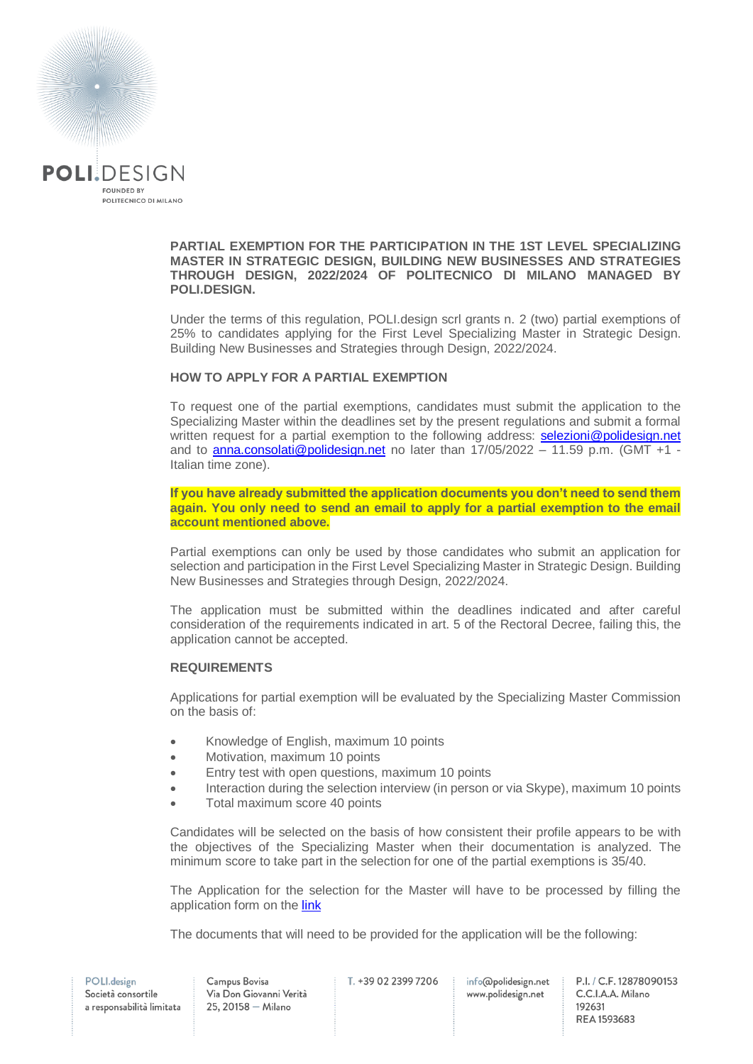**PARTIAL EXEMPTION FOR THE PARTICIPATION IN THE 1ST LEVEL SPECIALIZING MASTER IN STRATEGIC DESIGN, BUILDING NEW BUSINESSES AND STRATEGIES THROUGH DESIGN, 2022/2024 OF POLITECNICO DI MILANO MANAGED BY POLI.DESIGN.**

Under the terms of this regulation, POLI.design scrl grants n. 2 (two) partial exemptions of 25% to candidates applying for the First Level Specializing Master in Strategic Design. Building New Businesses and Strategies through Design, 2022/2024.

**HOW TO APPLY FOR A PARTIAL EXEMPTION**

To request one of the partial exemptions, candidates must submit the application to the Specializing Master within the deadlines set by the present regulations and submit a formal written request for a partial exemption to the following address: selezioni@polidesign.net and to anna.consolati@polidesign.net no later than 17/05/2022 – 11.59 p.m. (GMT +1 - Italian time zone).

**If you have already submitted the application documents you don't need to send them again. You only need to send an email to apply for a partial exemption to the email account mentioned above.**

Partial exemptions can only be used by those candidates who submit an application for selection and participation in the First Level Specializing Master in Strategic Design. Building New Businesses and Strategies through Design, 2022/2024.

The application must be submitted within the deadlines indicated and after careful consideration of the requirements indicated in art. 5 of the Rectoral Decree, failing this, the application cannot be accepted.

**REQUIREMENTS**

Applications for partial exemption will be evaluated by the Specializing Master Commission on the basis of:

- Knowledge of English, maximum 10 points
- Motivation, maximum 10 points
- Entry test with open questions, maximum 10 points
- Interaction during the selection interview (in person or via Skype), maximum 10 points
- Total maximum score 40 points

Candidates will be selected on the basis of how consistent their profile appears to be with the objectives of the Specializing Master when their documentation is analyzed. The minimum score to take part in the selection for one of the partial exemptions is 35/40.

The Application for the selection for the Master will have to be processed by filling the application form on the link

The documents that will need to be provided for the application will be the following: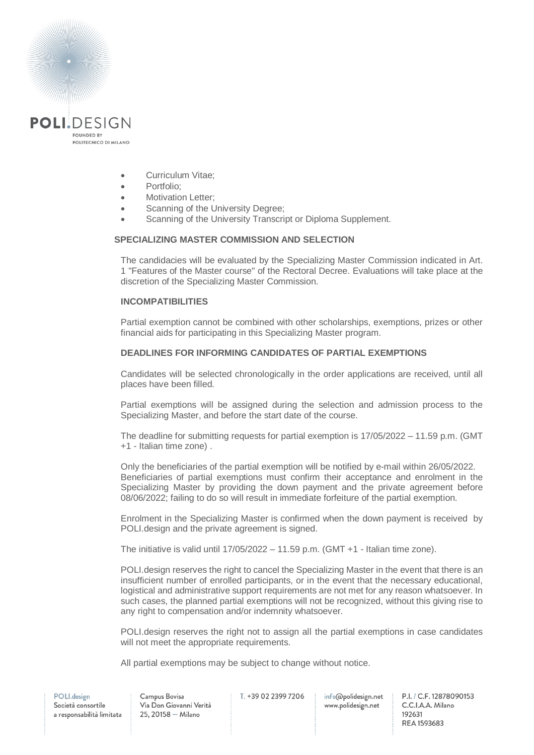- Curriculum Vitae;
- Portfolio;
- Motivation Letter;
- Scanning of the University Degree;
- Scanning of the University Transcript or Diploma Supplement.

**SPECIALIZING MASTER COMMISSION AND SELECTION**

The candidacies will be evaluated by the Specializing Master Commission indicated in Art. 1 "Features of the Master course" of the Rectoral Decree. Evaluations will take place at the discretion of the Specializing Master Commission.

**INCOMPATIBILITIES**

Partial exemption cannot be combined with other scholarships, exemptions, prizes or other financial aids for participating in this Specializing Master program.

**DEADLINES FOR INFORMING CANDIDATES OF PARTIAL EXEMPTIONS**

Candidates will be selected chronologically in the order applications are received, until all places have been filled.

Partial exemptions will be assigned during the selection and admission process to the Specializing Master, and before the start date of the course.

The deadline for submitting requests for partial exemption is 17/05/2022 – 11.59 p.m. (GMT +1 - Italian time zone) .

Only the beneficiaries of the partial exemption will be notified by e-mail within 26/05/2022. Beneficiaries of partial exemptions must confirm their acceptance and enrolment in the Specializing Master by providing the down payment and the private agreement before 08/06/2022; failing to do so will result in immediate forfeiture of the partial exemption.

Enrolment in the Specializing Master is confirmed when the down payment is received by POLI.design and the private agreement is signed.

The initiative is valid until 17/05/2022 – 11.59 p.m. (GMT +1 - Italian time zone).

POLI.design reserves the right to cancel the Specializing Master in the event that there is an insufficient number of enrolled participants, or in the event that the necessary educational, logistical and administrative support requirements are not met for any reason whatsoever. In such cases, the planned partial exemptions will not be recognized, without this giving rise to any right to compensation and/or indemnity whatsoever.

POLI.design reserves the right not to assign all the partial exemptions in case candidates will not meet the appropriate requirements.

All partial exemptions may be subject to change without notice.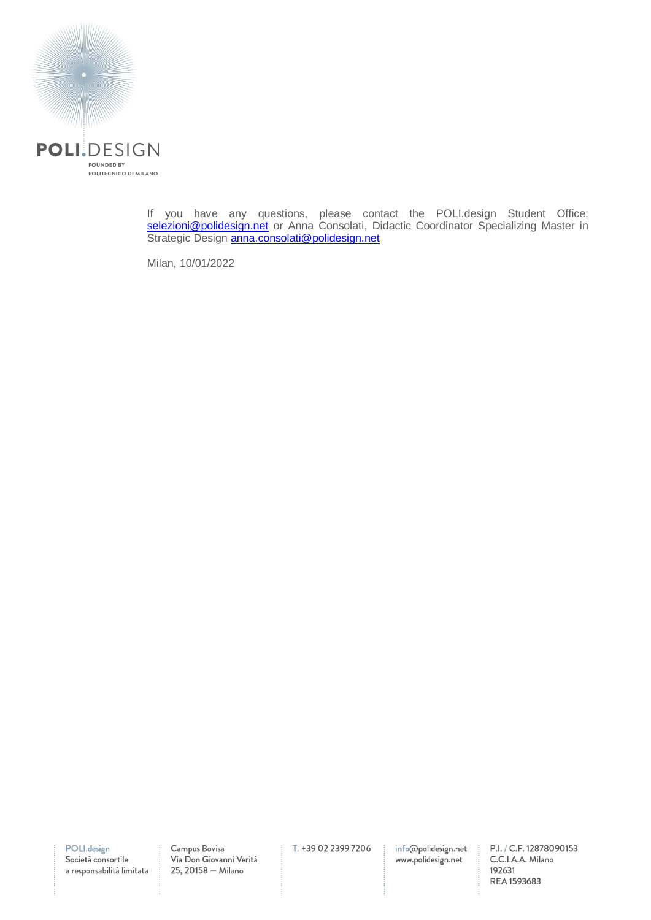If you have any questions, please contact the POLI.design Student Office: selezioni@polidesign.net or Anna Consolati, Didactic Coordinator Specializing Master in Strategic Design anna.consolati@polidesign.net

Milan, 10/01/2022